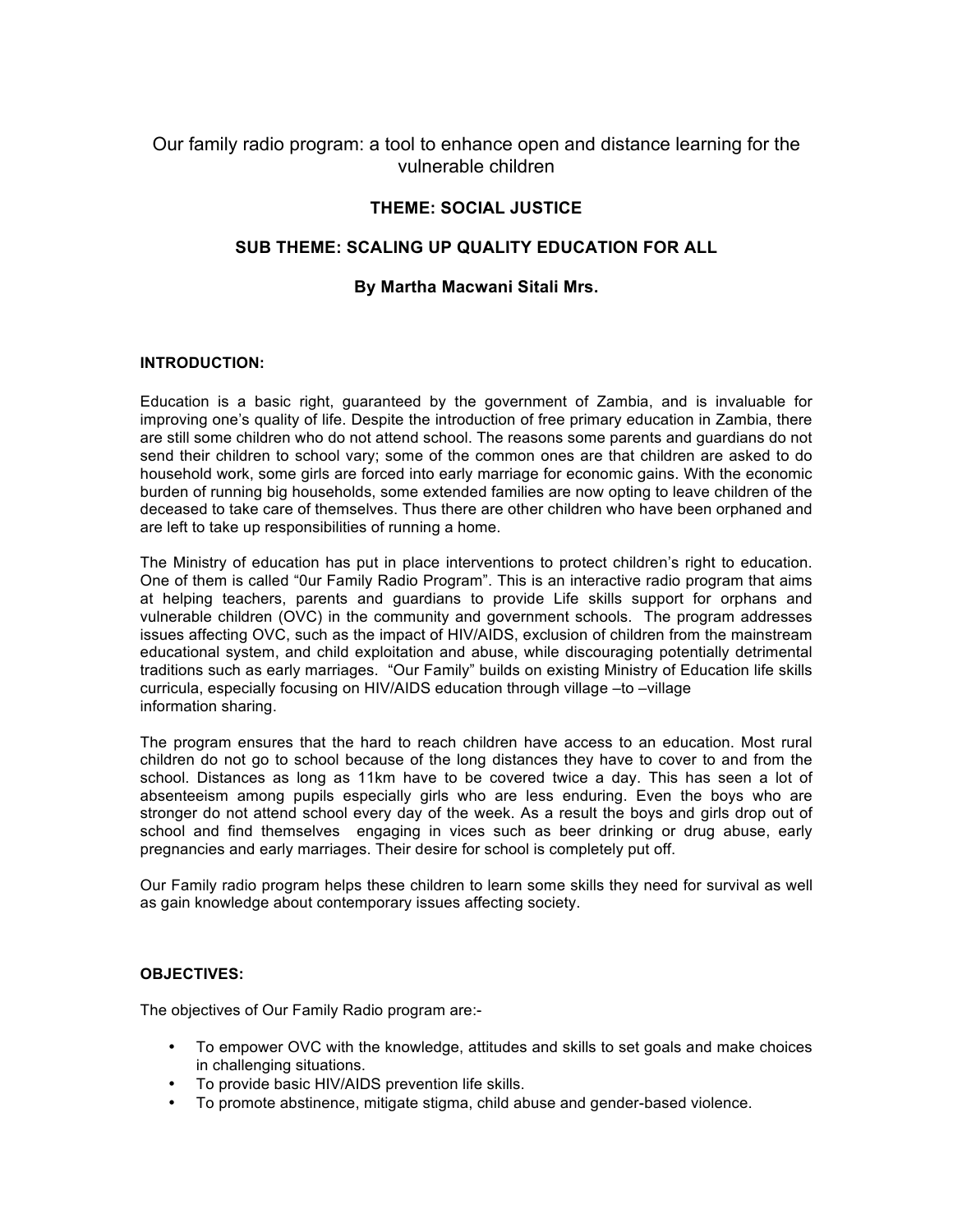# Our family radio program: a tool to enhance open and distance learning for the vulnerable children

**THEME: SOCIAL JUSTICE**

**SUB THEME: SCALING UP QUALITY EDUCATION FOR ALL**

**By Martha Macwani Sitali Mrs.**

## INTRODUCTION:

Education is a basic right, guaranteed by the government of Zambia, and is invaluable for improving one's quality of life. Despite the introduction of free primary education in Zambia, there are still some children who do not attend school. The reasons some parents and guardians do not send their children to school vary; some of the common ones are that children are asked to do household work, some girls are forced into early marriage for economic gains. With the economic burden of running big households, some extended families are now opting to leave children of the deceased to take care of themselves. Thus there are other children who have been orphaned and are left to take up responsibilities of running a home.

The Ministry of education has put in place interventions to protect children's right to education. One of them is called "0ur Family Radio Program". This is an interactive radio program that aims at helping teachers, parents and guardians to provide Life skills support for orphans and vulnerable children (OVC) in the community and government schools. The program addresses issues affecting OVC, such as the impact of HIV/AIDS, exclusion of children from the mainstream educational system, and child exploitation and abuse, while discouraging potentially detrimental traditions such as early marriages. "Our Family" builds on existing Ministry of Education life skills curricula, especially focusing on HIV/AIDS education through village –to –village information sharing.

The program ensures that the hard to reach children have access to an education. Most rural children do not go to school because of the long distances they have to cover to and from the school. Distances as long as 11km have to be covered twice a day. This has seen a lot of absenteeism among pupils especially girls who are less enduring. Even the boys who are stronger do not attend school every day of the week. As a result the boys and girls drop out of school and find themselves engaging in vices such as beer drinking or drug abuse, early pregnancies and early marriages. Their desire for school is completely put off.

Our Family radio program helps these children to learn some skills they need for survival as well as gain knowledge about contemporary issues affecting society.

## OBJECTIVES:

The objectives of Our Family Radio program are:-

- To empower OVC with the knowledge, attitudes and skills to set goals and make choices in challenging situations.
- To provide basic HIV/AIDS prevention life skills.
- To promote abstinence, mitigate stigma, child abuse and gender-based violence.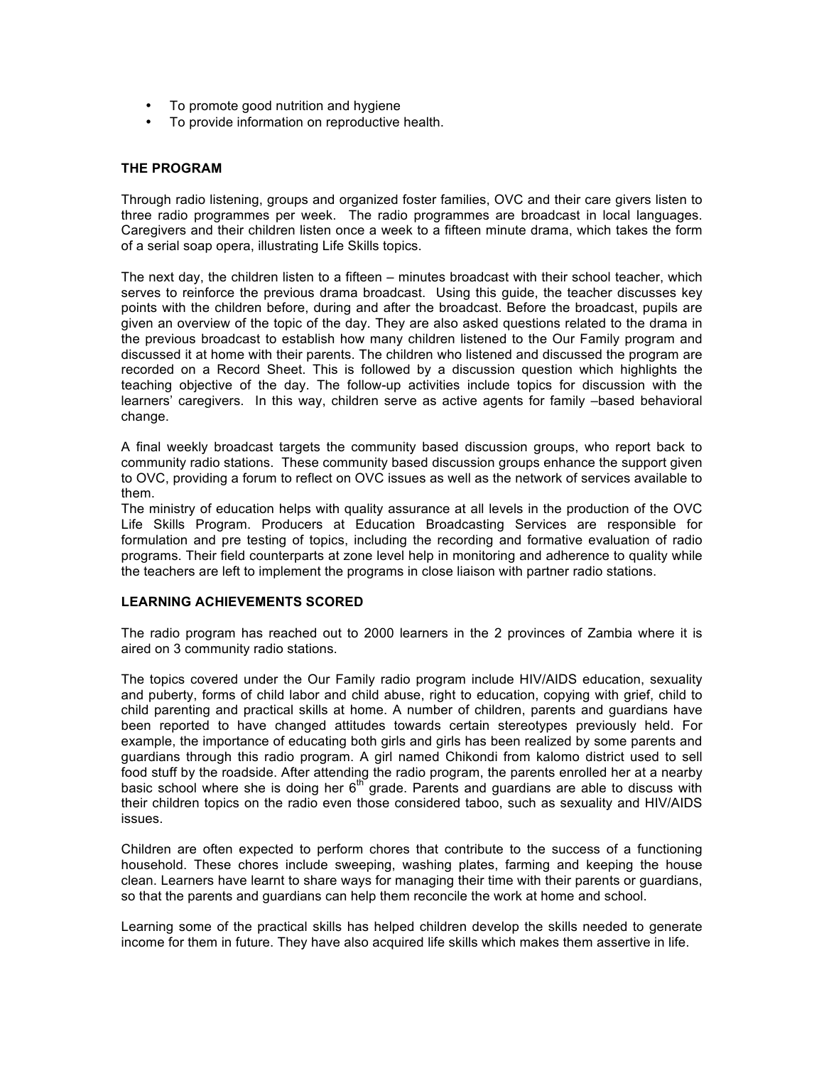- To promote good nutrition and hygiene
- To provide information on reproductive health.

**THE PROGRAM**

Through radio listening, groups and organized foster families, OVC and their care givers listen to three radio programmes per week. The radio programmes are broadcast in local languages. Caregivers and their children listen once a week to a fifteen minute drama, which takes the form of a serial soap opera, illustrating Life Skills topics.

The next day, the children listen to a fifteen – minutes broadcast with their school teacher, which serves to reinforce the previous drama broadcast. Using this guide, the teacher discusses key points with the children before, during and after the broadcast. Before the broadcast, pupils are given an overview of the topic of the day. They are also asked questions related to the drama in the previous broadcast to establish how many children listened to the Our Family program and discussed it at home with their parents. The children who listened and discussed the program are recorded on a Record Sheet. This is followed by a discussion question which highlights the teaching objective of the day. The follow-up activities include topics for discussion with the learners' caregivers. In this way, children serve as active agents for family –based behavioral change.

A final weekly broadcast targets the community based discussion groups, who report back to community radio stations. These community based discussion groups enhance the support given to OVC, providing a forum to reflect on OVC issues as well as the network of services available to them.
The ministry of education helps with quality assurance at all levels in the production of the OVC Life Skills Program. Producers at Education Broadcasting Services are responsible for formulation and pre testing of topics, including the recording and formative evaluation of radio programs. Their field counterparts at zone level help in monitoring and adherence to quality while the teachers are left to implement the programs in close liaison with partner radio stations.

**LEARNING ACHIEVEMENTS SCORED**

The radio program has reached out to 2000 learners in the 2 provinces of Zambia where it is aired on 3 community radio stations.

The topics covered under the Our Family radio program include HIV/AIDS education, sexuality and puberty, forms of child labor and child abuse, right to education, copying with grief, child to child parenting and practical skills at home. A number of children, parents and guardians have been reported to have changed attitudes towards certain stereotypes previously held. For example, the importance of educating both girls and girls has been realized by some parents and guardians through this radio program. A girl named Chikondi from kalomo district used to sell food stuff by the roadside. After attending the radio program, the parents enrolled her at a nearby basic school where she is doing her 6th grade. Parents and guardians are able to discuss with their children topics on the radio even those considered taboo, such as sexuality and HIV/AIDS issues.

Children are often expected to perform chores that contribute to the success of a functioning household. These chores include sweeping, washing plates, farming and keeping the house clean. Learners have learnt to share ways for managing their time with their parents or guardians, so that the parents and guardians can help them reconcile the work at home and school.

Learning some of the practical skills has helped children develop the skills needed to generate income for them in future. They have also acquired life skills which makes them assertive in life.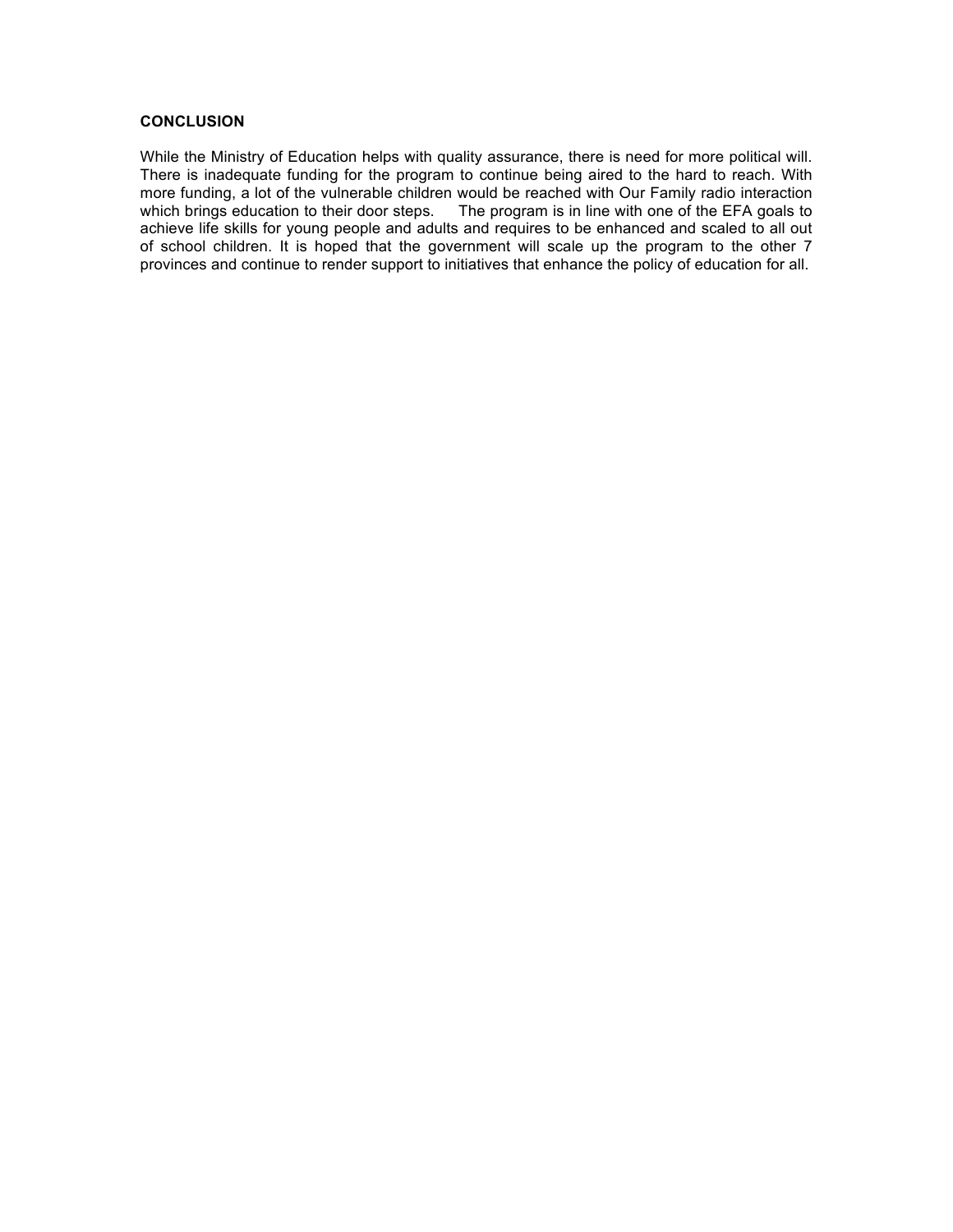## CONCLUSION

While the Ministry of Education helps with quality assurance, there is need for more political will. There is inadequate funding for the program to continue being aired to the hard to reach. With more funding, a lot of the vulnerable children would be reached with Our Family radio interaction which brings education to their door steps. The program is in line with one of the EFA goals to achieve life skills for young people and adults and requires to be enhanced and scaled to all out of school children. It is hoped that the government will scale up the program to the other 7 provinces and continue to render support to initiatives that enhance the policy of education for all.